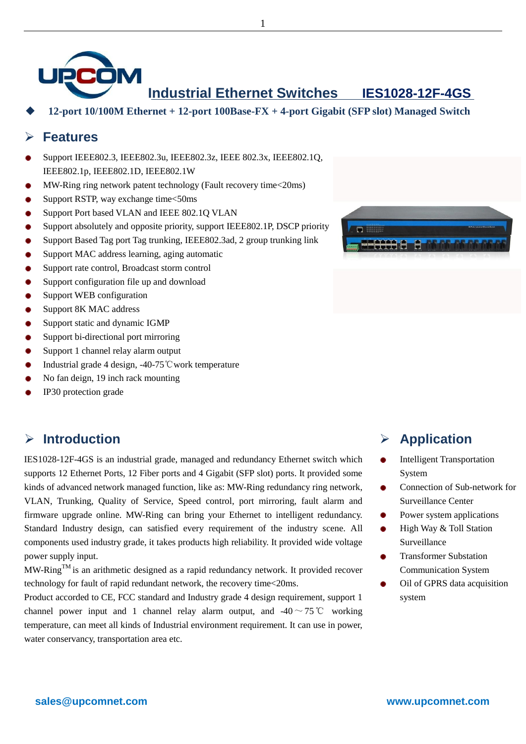# Industrial Ethernet Switches IES1028-12F-4GS

◆ **12-port 10/100M Ethernet + 12-port 100Base-FX + 4-port Gigabit (SFP slot) Managed Switch**

## Features

- Support IEEE802.3, IEEE802.3u, IEEE802.3z, IEEE 802.3x, IEEE802.1Q, IEEE802.1p, IEEE802.1D, IEEE802.1W
- MW-Ring ring network patent technology (Fault recovery time<20ms)
- Support RSTP, way exchange time<50ms
- Support Port based VLAN and IEEE 802.1Q VLAN
- Support absolutely and opposite priority, support IEEE802.1P, DSCP priority
- Support Based Tag port Tag trunking, IEEE802.3ad, 2 group trunking link
- Support MAC address learning, aging automatic
- Support rate control, Broadcast storm control
- Support configuration file up and download
- Support WEB configuration
- Support 8K MAC address
- Support static and dynamic IGMP
- Support bi-directional port mirroring
- Support 1 channel relay alarm output
- Industrial grade 4 design, -40-75℃work temperature
- No fan deign, 19 inch rack mounting
- IP30 protection grade

## Introduction

IES1028-12F-4GS is an industrial grade, managed and redundancy Ethernet switch which supports 12 Ethernet Ports, 12 Fiber ports and 4 Gigabit (SFP slot) ports. It provided some kinds of advanced network managed function, like as: MW-Ring redundancy ring network, VLAN, Trunking, Quality of Service, Speed control, port mirroring, fault alarm and firmware upgrade online. MW-Ring can bring your Ethernet to intelligent redundancy. Standard Industry design, can satisfied every requirement of the industry scene. All components used industry grade, it takes products high reliability. It provided wide voltage power supply input.

MW-Ring™ is an arithmetic designed as a rapid redundancy network. It provided recover technology for fault of rapid redundant network, the recovery time<20ms.

Product accorded to CE, FCC standard and Industry grade 4 design requirement, support 1 channel power input and 1 channel relay alarm output, and -40～75℃ working temperature, can meet all kinds of Industrial environment requirement. It can use in power, water conservancy, transportation area etc.

## Application

- Intelligent Transportation System
- Connection of Sub-network for Surveillance Center
- Power system applications
- High Way & Toll Station Surveillance
- Transformer Substation Communication System
- Oil of GPRS data acquisition system

sales@upcomnet.com www.upcomnet.com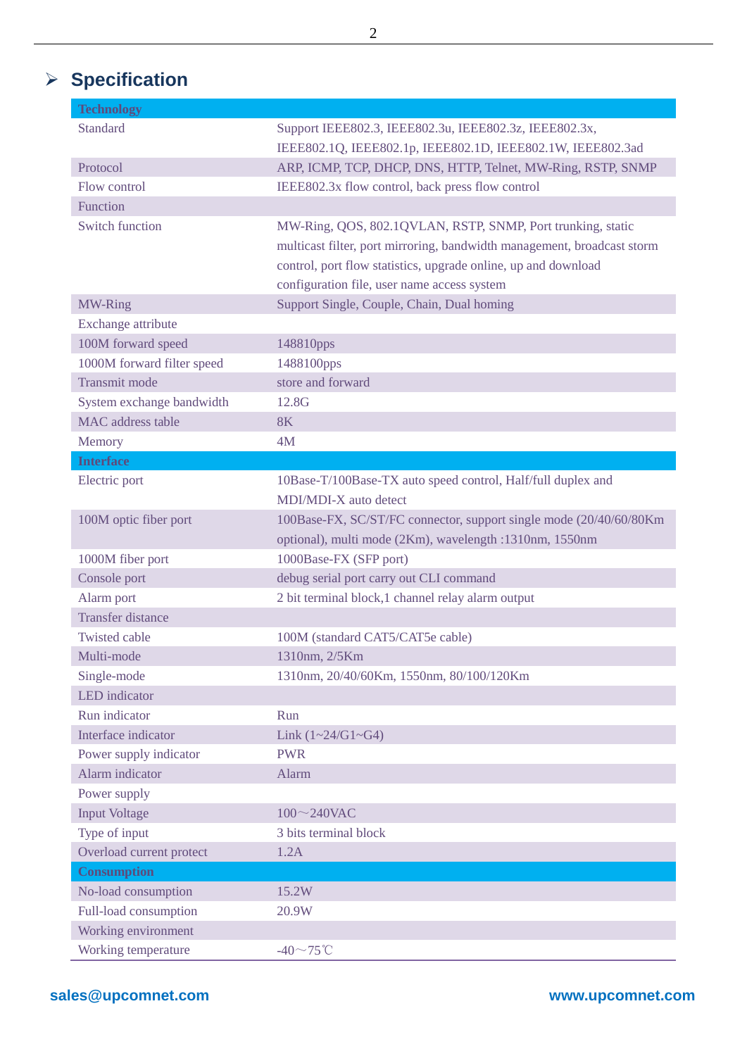## Specification

| Technology | |
|---|---|
| Standard | Support IEEE802.3, IEEE802.3u, IEEE802.3z, IEEE802.3x, IEEE802.1Q, IEEE802.1p, IEEE802.1D, IEEE802.1W, IEEE802.3ad |
| Protocol | ARP, ICMP, TCP, DHCP, DNS, HTTP, Telnet, MW-Ring, RSTP, SNMP |
| Flow control | IEEE802.3x flow control, back press flow control |
| Function | |
| Switch function | MW-Ring, QOS, 802.1QVLAN, RSTP, SNMP, Port trunking, static multicast filter, port mirroring, bandwidth management, broadcast storm control, port flow statistics, upgrade online, up and download configuration file, user name access system |
| MW-Ring | Support Single, Couple, Chain, Dual homing |
| Exchange attribute | |
| 100M forward speed | 148810pps |
| 1000M forward filter speed | 1488100pps |
| Transmit mode | store and forward |
| System exchange bandwidth | 12.8G |
| MAC address table | 8K |
| Memory | 4M |
| **Interface** | |
| Electric port | 10Base-T/100Base-TX auto speed control, Half/full duplex and MDI/MDI-X auto detect |
| 100M optic fiber port | 100Base-FX, SC/ST/FC connector, support single mode (20/40/60/80Km optional), multi mode (2Km), wavelength :1310nm, 1550nm |
| 1000M fiber port | 1000Base-FX (SFP port) |
| Console port | debug serial port carry out CLI command |
| Alarm port | 2 bit terminal block,1 channel relay alarm output |
| Transfer distance | |
| Twisted cable | 100M (standard CAT5/CAT5e cable) |
| Multi-mode | 1310nm, 2/5Km |
| Single-mode | 1310nm, 20/40/60Km, 1550nm, 80/100/120Km |
| LED indicator | |
| Run indicator | Run |
| Interface indicator | Link (1~24/G1~G4) |
| Power supply indicator | PWR |
| Alarm indicator | Alarm |
| Power supply | |
| Input Voltage | 100～240VAC |
| Type of input | 3 bits terminal block |
| Overload current protect | 1.2A |
| **Consumption** | |
| No-load consumption | 15.2W |
| Full-load consumption | 20.9W |
| Working environment | |
| Working temperature | -40～75℃ |

sales@upcomnet.com www.upcomnet.com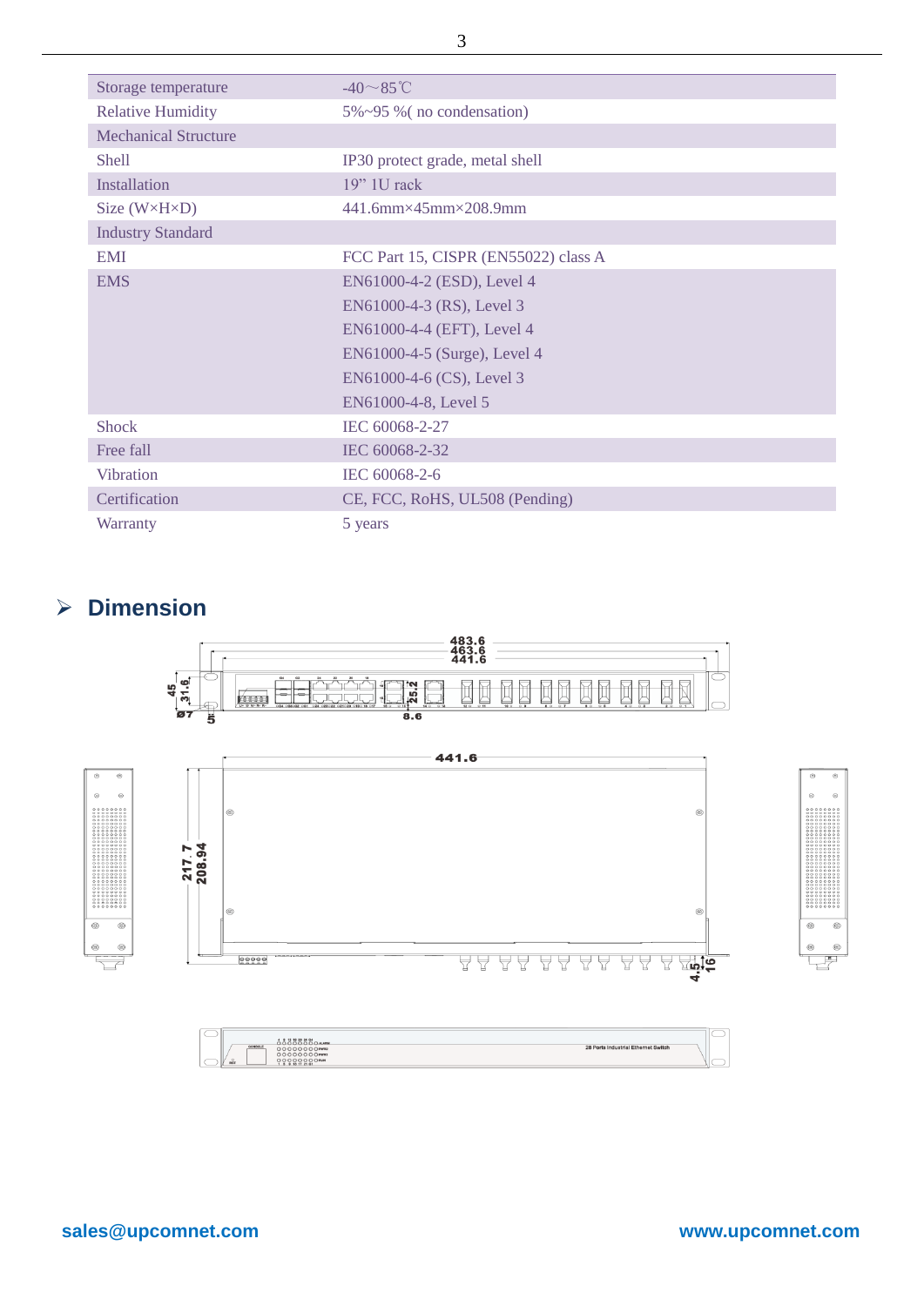| Storage temperature | -40～85℃ |
| --- | --- |
| Relative Humidity | 5%~95 %( no condensation) |
| Mechanical Structure | |
| Shell | IP30 protect grade, metal shell |
| Installation | 19” 1U rack |
| Size (W×H×D) | 441.6mm×45mm×208.9mm |
| Industry Standard | |
| EMI | FCC Part 15, CISPR (EN55022) class A |
| EMS | EN61000-4-2 (ESD), Level 4<br>EN61000-4-3 (RS), Level 3<br>EN61000-4-4 (EFT), Level 4<br>EN61000-4-5 (Surge), Level 4<br>EN61000-4-6 (CS), Level 3<br>EN61000-4-8, Level 5 |
| Shock | IEC 60068-2-27 |
| Free fall | IEC 60068-2-32 |
| Vibration | IEC 60068-2-6 |
| Certification | CE, FCC, RoHS, UL508 (Pending) |
| Warranty | 5 years |

## ➢ Dimension

sales@upcomnet.com www.upcomnet.com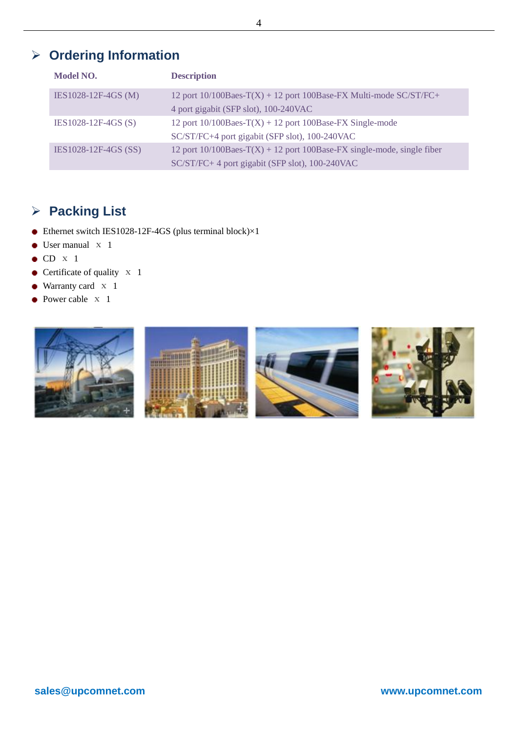## Ordering Information

| Model NO. | Description |
|---|---|
| IES1028-12F-4GS (M) | 12 port 10/100Baes-T(X) + 12 port 100Base-FX Multi-mode SC/ST/FC+ 4 port gigabit (SFP slot), 100-240VAC |
| IES1028-12F-4GS (S) | 12 port 10/100Baes-T(X) + 12 port 100Base-FX Single-mode SC/ST/FC+4 port gigabit (SFP slot), 100-240VAC |
| IES1028-12F-4GS (SS) | 12 port 10/100Baes-T(X) + 12 port 100Base-FX single-mode, single fiber SC/ST/FC+ 4 port gigabit (SFP slot), 100-240VAC |

## Packing List

- Ethernet switch IES1028-12F-4GS (plus terminal block)×1
- User manual x 1
- CD x 1
- Certificate of quality x 1
- Warranty card x 1
- Power cable x 1

sales@upcomnet.com www.upcomnet.com